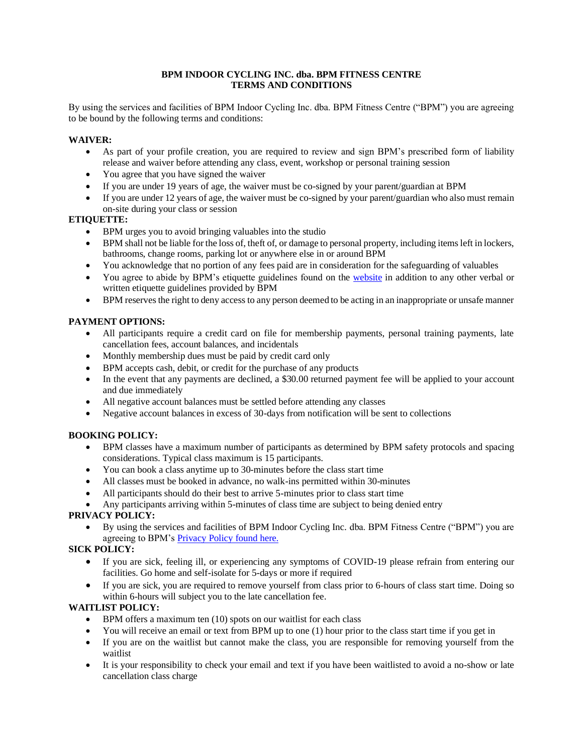# BPM INDOOR CYCLING INC. dba. BPM FITNESS CENTRE
# TERMS AND CONDITIONS

By using the services and facilities of BPM Indoor Cycling Inc. dba. BPM Fitness Centre ("BPM") you are agreeing to be bound by the following terms and conditions:

**WAIVER:**

- As part of your profile creation, you are required to review and sign BPM's prescribed form of liability release and waiver before attending any class, event, workshop or personal training session
- You agree that you have signed the waiver
- If you are under 19 years of age, the waiver must be co-signed by your parent/guardian at BPM
- If you are under 12 years of age, the waiver must be co-signed by your parent/guardian who also must remain on-site during your class or session

**ETIQUETTE:**

- BPM urges you to avoid bringing valuables into the studio
- BPM shall not be liable for the loss of, theft of, or damage to personal property, including items left in lockers, bathrooms, change rooms, parking lot or anywhere else in or around BPM
- You acknowledge that no portion of any fees paid are in consideration for the safeguarding of valuables
- You agree to abide by BPM's etiquette guidelines found on the website in addition to any other verbal or written etiquette guidelines provided by BPM
- BPM reserves the right to deny access to any person deemed to be acting in an inappropriate or unsafe manner

**PAYMENT OPTIONS:**

- All participants require a credit card on file for membership payments, personal training payments, late cancellation fees, account balances, and incidentals
- Monthly membership dues must be paid by credit card only
- BPM accepts cash, debit, or credit for the purchase of any products
- In the event that any payments are declined, a $30.00 returned payment fee will be applied to your account and due immediately
- All negative account balances must be settled before attending any classes
- Negative account balances in excess of 30-days from notification will be sent to collections

**BOOKING POLICY:**

- BPM classes have a maximum number of participants as determined by BPM safety protocols and spacing considerations. Typical class maximum is 15 participants.
- You can book a class anytime up to 30-minutes before the class start time
- All classes must be booked in advance, no walk-ins permitted within 30-minutes
- All participants should do their best to arrive 5-minutes prior to class start time
- Any participants arriving within 5-minutes of class time are subject to being denied entry

**PRIVACY POLICY:**

- By using the services and facilities of BPM Indoor Cycling Inc. dba. BPM Fitness Centre ("BPM") you are agreeing to BPM's Privacy Policy found here.

**SICK POLICY:**

- If you are sick, feeling ill, or experiencing any symptoms of COVID-19 please refrain from entering our facilities. Go home and self-isolate for 5-days or more if required
- If you are sick, you are required to remove yourself from class prior to 6-hours of class start time. Doing so within 6-hours will subject you to the late cancellation fee.

**WAITLIST POLICY:**

- BPM offers a maximum ten (10) spots on our waitlist for each class
- You will receive an email or text from BPM up to one (1) hour prior to the class start time if you get in
- If you are on the waitlist but cannot make the class, you are responsible for removing yourself from the waitlist
- It is your responsibility to check your email and text if you have been waitlisted to avoid a no-show or late cancellation class charge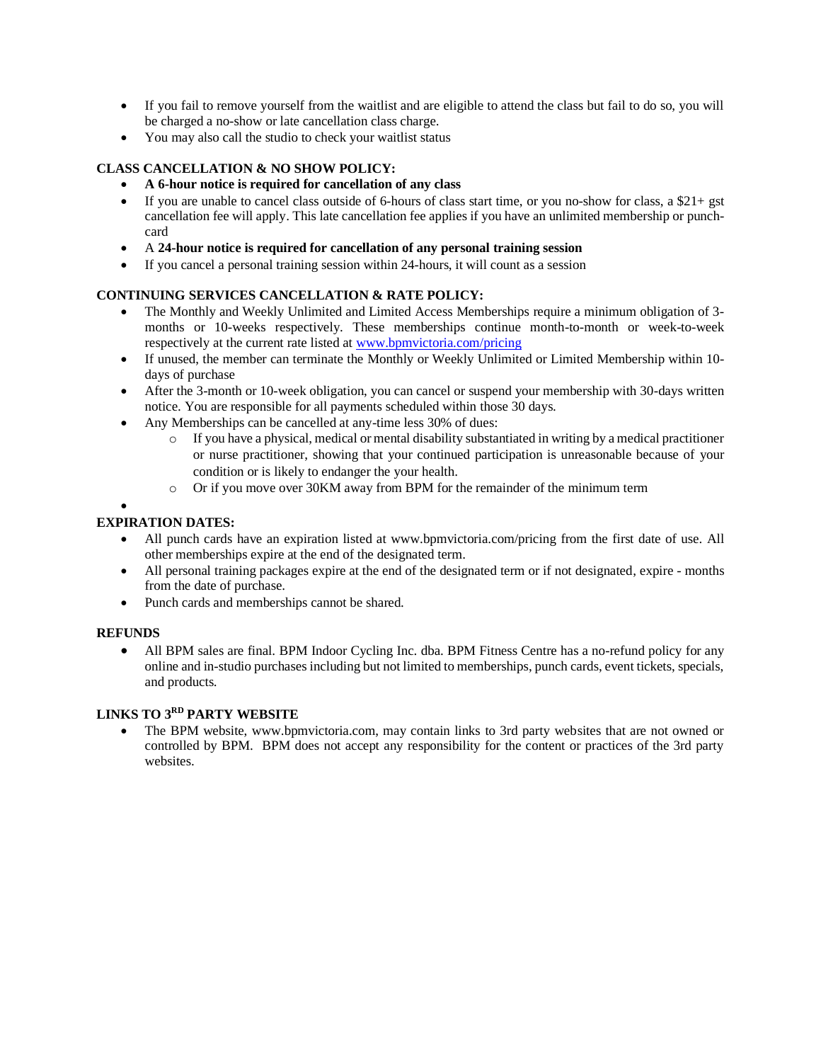- If you fail to remove yourself from the waitlist and are eligible to attend the class but fail to do so, you will be charged a no-show or late cancellation class charge.
- You may also call the studio to check your waitlist status

**CLASS CANCELLATION & NO SHOW POLICY:**

- **A 6-hour notice is required for cancellation of any class**
- If you are unable to cancel class outside of 6-hours of class start time, or you no-show for class, a $21+ gst cancellation fee will apply. This late cancellation fee applies if you have an unlimited membership or punch-card
- A **24-hour notice is required for cancellation of any personal training session**
- If you cancel a personal training session within 24-hours, it will count as a session

**CONTINUING SERVICES CANCELLATION & RATE POLICY:**

- The Monthly and Weekly Unlimited and Limited Access Memberships require a minimum obligation of 3-months or 10-weeks respectively. These memberships continue month-to-month or week-to-week respectively at the current rate listed at [www.bpmvictoria.com/pricing](www.bpmvictoria.com/pricing)
- If unused, the member can terminate the Monthly or Weekly Unlimited or Limited Membership within 10-days of purchase
- After the 3-month or 10-week obligation, you can cancel or suspend your membership with 30-days written notice. You are responsible for all payments scheduled within those 30 days.
- Any Memberships can be cancelled at any-time less 30% of dues:
    - If you have a physical, medical or mental disability substantiated in writing by a medical practitioner or nurse practitioner, showing that your continued participation is unreasonable because of your condition or is likely to endanger the your health.
    - Or if you move over 30KM away from BPM for the remainder of the minimum term

**EXPIRATION DATES:**

- All punch cards have an expiration listed at www.bpmvictoria.com/pricing from the first date of use. All other memberships expire at the end of the designated term.
- All personal training packages expire at the end of the designated term or if not designated, expire - months from the date of purchase.
- Punch cards and memberships cannot be shared.

**REFUNDS**

- All BPM sales are final. BPM Indoor Cycling Inc. dba. BPM Fitness Centre has a no-refund policy for any online and in-studio purchases including but not limited to memberships, punch cards, event tickets, specials, and products.

**LINKS TO 3RD PARTY WEBSITE**

- The BPM website, www.bpmvictoria.com, may contain links to 3rd party websites that are not owned or controlled by BPM. BPM does not accept any responsibility for the content or practices of the 3rd party websites.